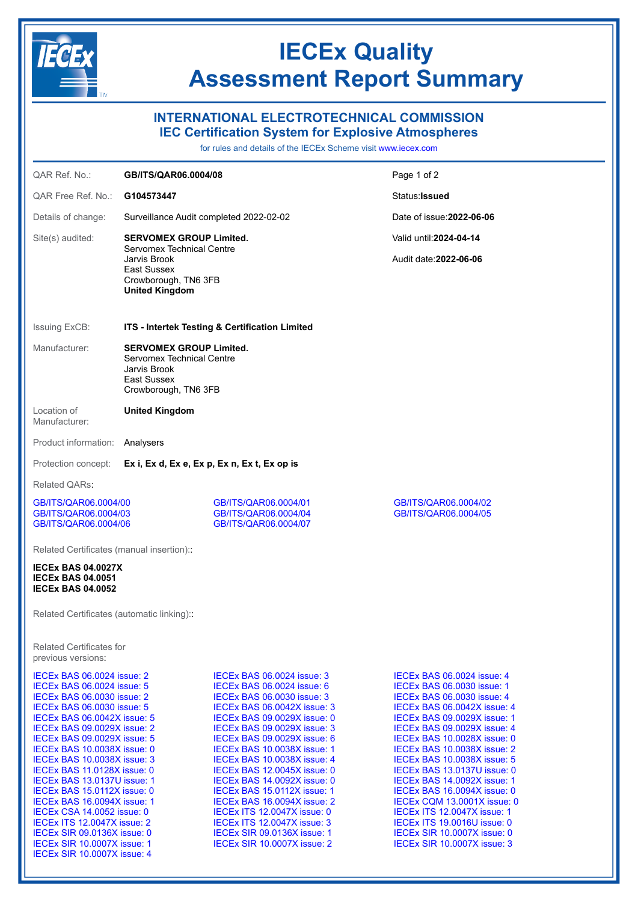# IECEx Quality Assessment Report Summary

## INTERNATIONAL ELECTROTECHNICAL COMMISSION
## IEC Certification System for Explosive Atmospheres

for rules and details of the IECEx Scheme visit www.iecex.com

| | | |
|---|---|---|
| QAR Ref. No.: | **GB/ITS/QAR06.0004/08** | |
| QAR Free Ref. No.: | **G104573447** | Status: **Issued** |
| Details of change: | Surveillance Audit completed 2022-02-02 | Date of issue: **2022-06-06** |
| Site(s) audited: | **SERVOMEX GROUP Limited.**<br>Servomex Technical Centre<br>Jarvis Brook<br>East Sussex<br>Crowborough, TN6 3FB<br>**United Kingdom** | Valid until: **2024-04-14**<br><br>Audit date: **2022-06-06** |

Issuing ExCB: **ITS - Intertek Testing & Certification Limited**

Manufacturer: **SERVOMEX GROUP Limited.**
Servomex Technical Centre
Jarvis Brook
East Sussex
Crowborough, TN6 3FB

Location of Manufacturer: **United Kingdom**

Product information: Analysers

Protection concept: **Ex i, Ex d, Ex e, Ex p, Ex n, Ex t, Ex op is**

Related QARs:

GB/ITS/QAR06.0004/00
GB/ITS/QAR06.0004/01
GB/ITS/QAR06.0004/02
GB/ITS/QAR06.0004/03
GB/ITS/QAR06.0004/04
GB/ITS/QAR06.0004/05
GB/ITS/QAR06.0004/06
GB/ITS/QAR06.0004/07

Related Certificates (manual insertion)::

**IECEx BAS 04.0027X**
**IECEx BAS 04.0051**
**IECEx BAS 04.0052**

Related Certificates (automatic linking)::

Related Certificates for previous versions:

IECEx BAS 06.0024 issue: 2
IECEx BAS 06.0024 issue: 3
IECEx BAS 06.0024 issue: 4
IECEx BAS 06.0024 issue: 5
IECEx BAS 06.0024 issue: 6
IECEx BAS 06.0030 issue: 1
IECEx BAS 06.0030 issue: 2
IECEx BAS 06.0030 issue: 3
IECEx BAS 06.0030 issue: 4
IECEx BAS 06.0030 issue: 5
IECEx BAS 06.0042X issue: 3
IECEx BAS 06.0042X issue: 4
IECEx BAS 06.0042X issue: 5
IECEx BAS 09.0029X issue: 0
IECEx BAS 09.0029X issue: 1
IECEx BAS 09.0029X issue: 2
IECEx BAS 09.0029X issue: 3
IECEx BAS 09.0029X issue: 4
IECEx BAS 09.0029X issue: 5
IECEx BAS 09.0029X issue: 6
IECEx BAS 10.0028X issue: 0
IECEx BAS 10.0038X issue: 0
IECEx BAS 10.0038X issue: 1
IECEx BAS 10.0038X issue: 2
IECEx BAS 10.0038X issue: 3
IECEx BAS 10.0038X issue: 4
IECEx BAS 10.0038X issue: 5
IECEx BAS 11.0128X issue: 0
IECEx BAS 12.0045X issue: 0
IECEx BAS 13.0137U issue: 0
IECEx BAS 13.0137U issue: 1
IECEx BAS 14.0092X issue: 0
IECEx BAS 14.0092X issue: 1
IECEx BAS 15.0112X issue: 0
IECEx BAS 15.0112X issue: 1
IECEx BAS 16.0094X issue: 0
IECEx BAS 16.0094X issue: 1
IECEx BAS 16.0094X issue: 2
IECEx CQM 13.0001X issue: 0
IECEx CSA 14.0052 issue: 0
IECEx ITS 12.0047X issue: 0
IECEx ITS 12.0047X issue: 1
IECEx ITS 12.0047X issue: 2
IECEx ITS 12.0047X issue: 3
IECEx ITS 19.0016U issue: 0
IECEx SIR 09.0136X issue: 0
IECEx SIR 09.0136X issue: 1
IECEx SIR 10.0007X issue: 0
IECEx SIR 10.0007X issue: 1
IECEx SIR 10.0007X issue: 2
IECEx SIR 10.0007X issue: 3
IECEx SIR 10.0007X issue: 4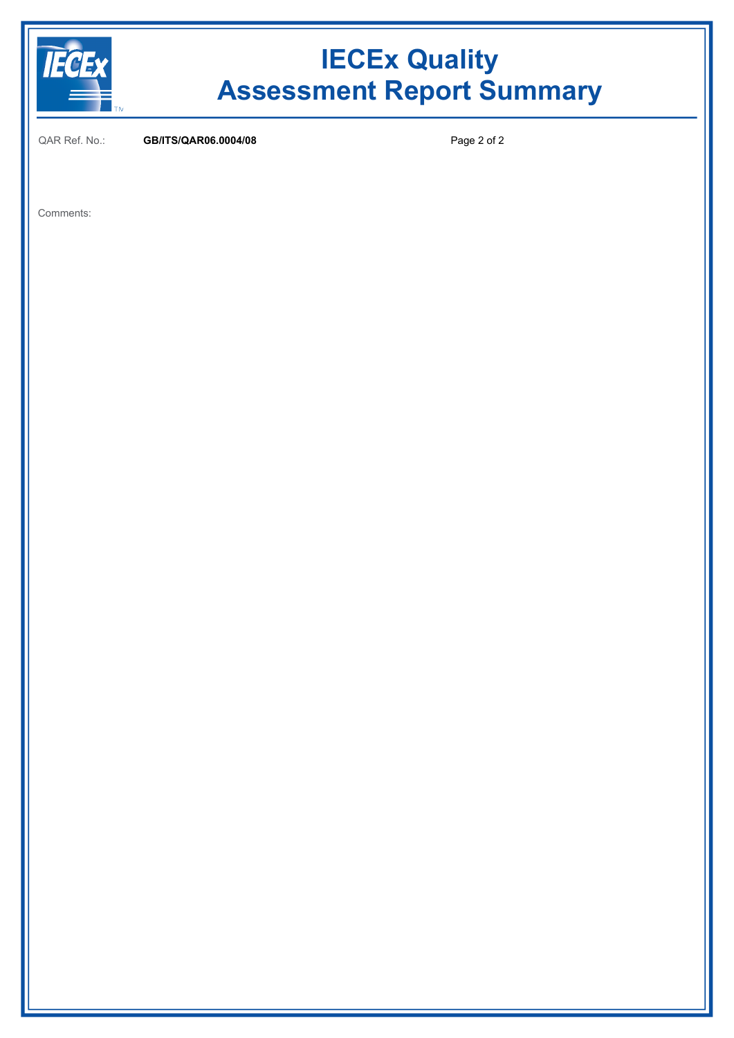# IECEx Quality Assessment Report Summary

QAR Ref. No.: **GB/ITS/QAR06.0004/08**

Comments: